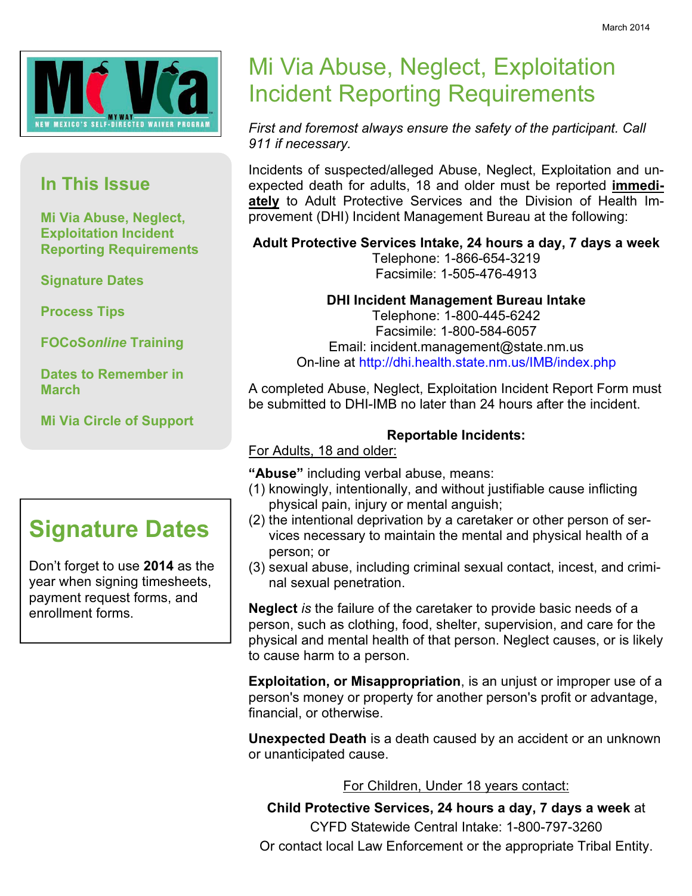March 2014

Mi Via — MY WAY — NEW MEXICO'S SELF-DIRECTED WAIVER PROGRAM

## In This Issue

- Mi Via Abuse, Neglect, Exploitation Incident Reporting Requirements
- Signature Dates
- Process Tips
- FOCoS*online* Training
- Dates to Remember in March
- Mi Via Circle of Support

## Signature Dates

Don't forget to use **2014** as the year when signing timesheets, payment request forms, and enrollment forms.

# Mi Via Abuse, Neglect, Exploitation Incident Reporting Requirements

*First and foremost always ensure the safety of the participant. Call 911 if necessary.*

Incidents of suspected/alleged Abuse, Neglect, Exploitation and unexpected death for adults, 18 and older must be reported **immediately** to Adult Protective Services and the Division of Health Improvement (DHI) Incident Management Bureau at the following:

**Adult Protective Services Intake, 24 hours a day, 7 days a week**
Telephone: 1-866-654-3219
Facsimile: 1-505-476-4913

**DHI Incident Management Bureau Intake**
Telephone: 1-800-445-6242
Facsimile: 1-800-584-6057
Email: incident.management@state.nm.us
On-line at http://dhi.health.state.nm.us/IMB/index.php

A completed Abuse, Neglect, Exploitation Incident Report Form must be submitted to DHI-IMB no later than 24 hours after the incident.

**Reportable Incidents:**

For Adults, 18 and older:

**"Abuse"** including verbal abuse, means:

(1) knowingly, intentionally, and without justifiable cause inflicting physical pain, injury or mental anguish;
(2) the intentional deprivation by a caretaker or other person of services necessary to maintain the mental and physical health of a person; or
(3) sexual abuse, including criminal sexual contact, incest, and criminal sexual penetration.

**Neglect** *is* the failure of the caretaker to provide basic needs of a person, such as clothing, food, shelter, supervision, and care for the physical and mental health of that person. Neglect causes, or is likely to cause harm to a person.

**Exploitation, or Misappropriation**, is an unjust or improper use of a person's money or property for another person's profit or advantage, financial, or otherwise.

**Unexpected Death** is a death caused by an accident or an unknown or unanticipated cause.

For Children, Under 18 years contact:

**Child Protective Services, 24 hours a day, 7 days a week** at
CYFD Statewide Central Intake: 1-800-797-3260
Or contact local Law Enforcement or the appropriate Tribal Entity.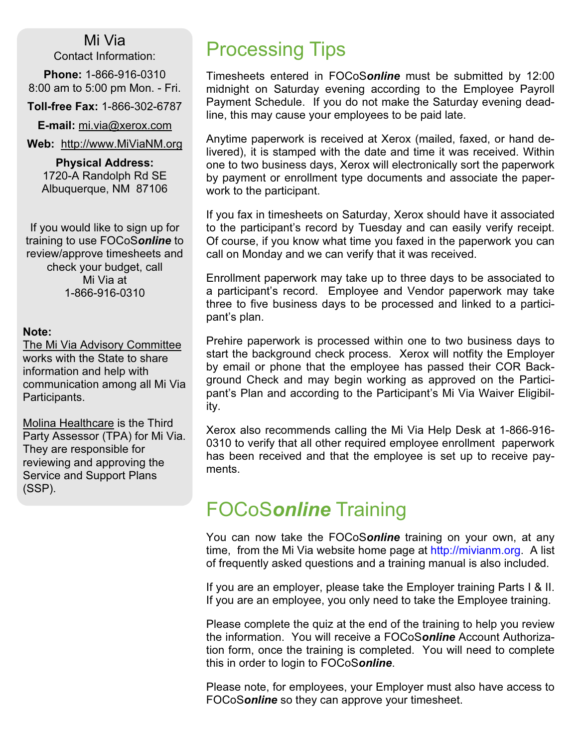## Mi Via

Contact Information:

**Phone:** 1-866-916-0310
8:00 am to 5:00 pm Mon. - Fri.

**Toll-free Fax:** 1-866-302-6787

**E-mail:** mi.via@xerox.com

**Web:** http://www.MiViaNM.org

**Physical Address:**
1720-A Randolph Rd SE
Albuquerque, NM 87106

If you would like to sign up for training to use FOCoS***online*** to review/approve timesheets and check your budget, call Mi Via at 1-866-916-0310

**Note:**
The Mi Via Advisory Committee works with the State to share information and help with communication among all Mi Via Participants.

Molina Healthcare is the Third Party Assessor (TPA) for Mi Via. They are responsible for reviewing and approving the Service and Support Plans (SSP).

# Processing Tips

Timesheets entered in FOCoS***online*** must be submitted by 12:00 midnight on Saturday evening according to the Employee Payroll Payment Schedule. If you do not make the Saturday evening deadline, this may cause your employees to be paid late.

Anytime paperwork is received at Xerox (mailed, faxed, or hand delivered), it is stamped with the date and time it was received. Within one to two business days, Xerox will electronically sort the paperwork by payment or enrollment type documents and associate the paperwork to the participant.

If you fax in timesheets on Saturday, Xerox should have it associated to the participant's record by Tuesday and can easily verify receipt. Of course, if you know what time you faxed in the paperwork you can call on Monday and we can verify that it was received.

Enrollment paperwork may take up to three days to be associated to a participant's record. Employee and Vendor paperwork may take three to five business days to be processed and linked to a participant's plan.

Prehire paperwork is processed within one to two business days to start the background check process. Xerox will notfity the Employer by email or phone that the employee has passed their COR Background Check and may begin working as approved on the Participant's Plan and according to the Participant's Mi Via Waiver Eligibility.

Xerox also recommends calling the Mi Via Help Desk at 1-866-916-0310 to verify that all other required employee enrollment paperwork has been received and that the employee is set up to receive payments.

# FOCoS***online*** Training

You can now take the FOCoS***online*** training on your own, at any time, from the Mi Via website home page at http://mivianm.org. A list of frequently asked questions and a training manual is also included.

If you are an employer, please take the Employer training Parts I & II. If you are an employee, you only need to take the Employee training.

Please complete the quiz at the end of the training to help you review the information. You will receive a FOCoS***online*** Account Authorization form, once the training is completed. You will need to complete this in order to login to FOCoS***online***.

Please note, for employees, your Employer must also have access to FOCoS***online*** so they can approve your timesheet.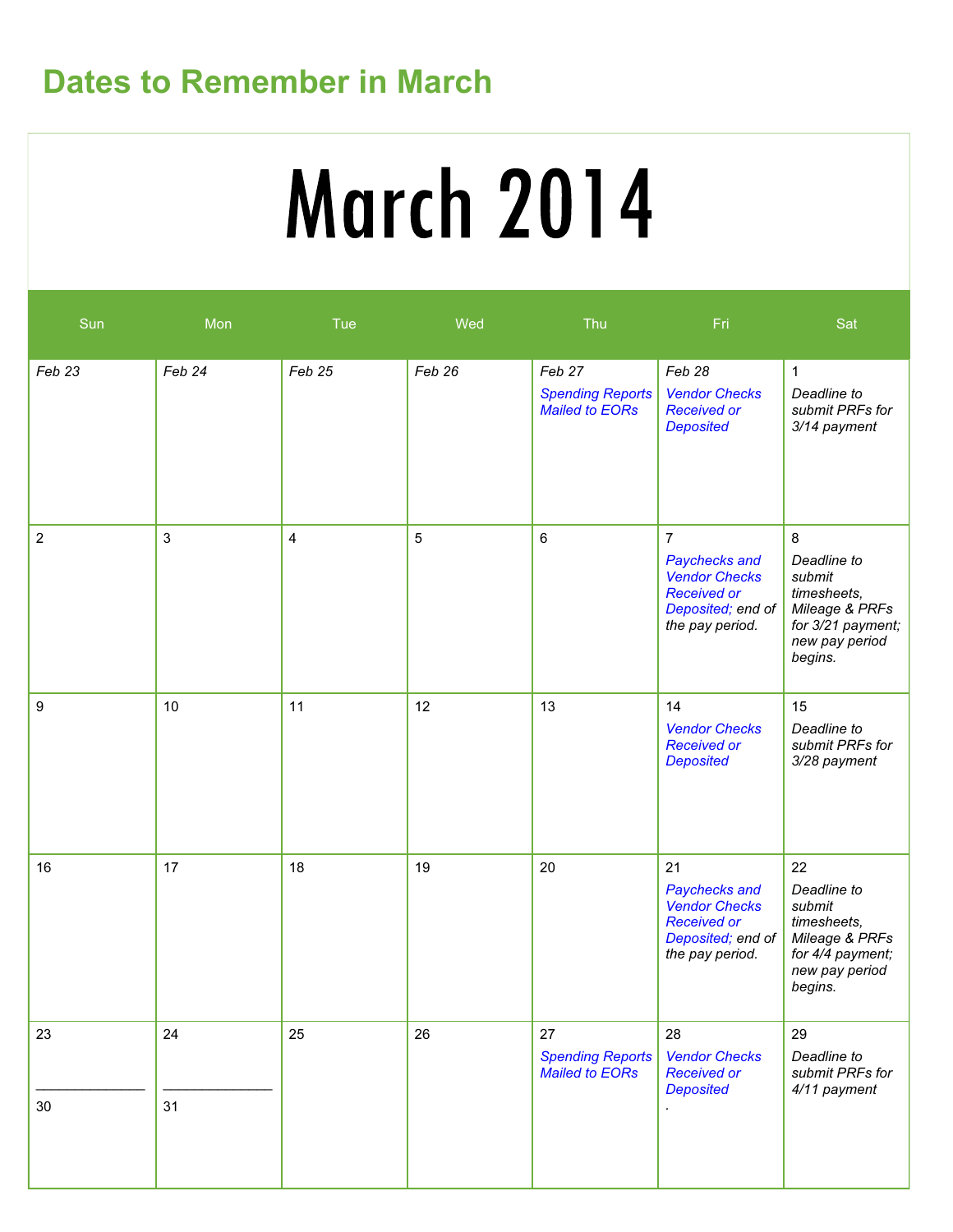## Dates to Remember in March

# March 2014

| Sun | Mon | Tue | Wed | Thu | Fri | Sat |
|---|---|---|---|---|---|---|
| *Feb 23* | *Feb 24* | *Feb 25* | *Feb 26* | *Feb 27* *Spending Reports Mailed to EORs* | *Feb 28* *Vendor Checks Received or Deposited* | 1 *Deadline to submit PRFs for 3/14 payment* |
| 2 | 3 | 4 | 5 | 6 | 7 *Paychecks and Vendor Checks Received or Deposited;* end of the pay period. | 8 *Deadline to submit timesheets, Mileage & PRFs for 3/21 payment; new pay period begins.* |
| 9 | 10 | 11 | 12 | 13 | 14 *Vendor Checks Received or Deposited* | 15 *Deadline to submit PRFs for 3/28 payment* |
| 16 | 17 | 18 | 19 | 20 | 21 *Paychecks and Vendor Checks Received or Deposited;* end of the pay period. | 22 *Deadline to submit timesheets, Mileage & PRFs for 4/4 payment; new pay period begins.* |
| 23 / 30 | 24 / 31 | 25 | 26 | 27 *Spending Reports Mailed to EORs* | 28 *Vendor Checks Received or Deposited* . | 29 *Deadline to submit PRFs for 4/11 payment* |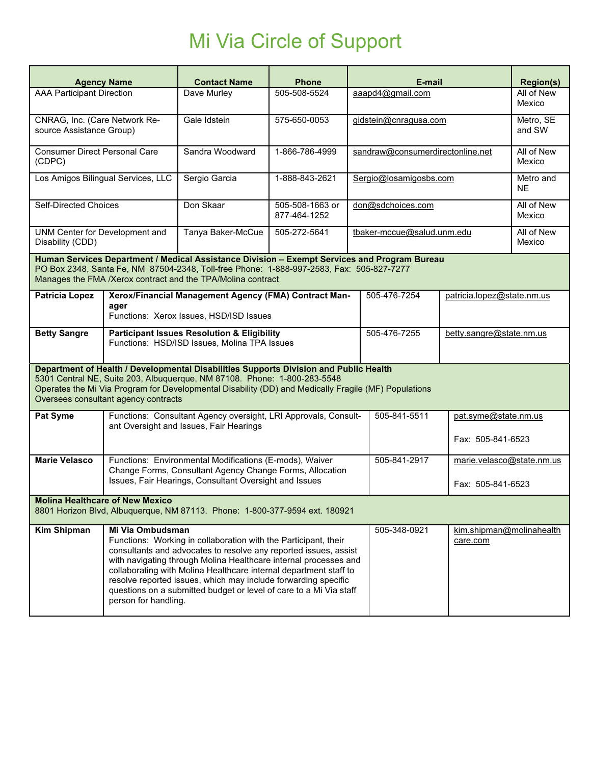# Mi Via Circle of Support

| Agency Name | Contact Name | Phone | E-mail | Region(s) |
|---|---|---|---|---|
| AAA Participant Direction | Dave Murley | 505-508-5524 | aaapd4@gmail.com | All of New Mexico |
| CNRAG, Inc. (Care Network Resource Assistance Group) | Gale Idstein | 575-650-0053 | gidstein@cnragusa.com | Metro, SE and SW |
| Consumer Direct Personal Care (CDPC) | Sandra Woodward | 1-866-786-4999 | sandraw@consumerdirectonline.net | All of New Mexico |
| Los Amigos Bilingual Services, LLC | Sergio Garcia | 1-888-843-2621 | Sergio@losamigosbs.com | Metro and NE |
| Self-Directed Choices | Don Skaar | 505-508-1663 or 877-464-1252 | don@sdchoices.com | All of New Mexico |
| UNM Center for Development and Disability (CDD) | Tanya Baker-McCue | 505-272-5641 | tbaker-mccue@salud.unm.edu | All of New Mexico |

**Human Services Department / Medical Assistance Division – Exempt Services and Program Bureau**
PO Box 2348, Santa Fe, NM 87504-2348, Toll-free Phone: 1-888-997-2583, Fax: 505-827-7277
Manages the FMA /Xerox contract and the TPA/Molina contract

| | | | |
|---|---|---|---|
| **Patricia Lopez** | **Xerox/Financial Management Agency (FMA) Contract Manager**<br>Functions: Xerox Issues, HSD/ISD Issues | 505-476-7254 | patricia.lopez@state.nm.us |
| **Betty Sangre** | **Participant Issues Resolution & Eligibility**<br>Functions: HSD/ISD Issues, Molina TPA Issues | 505-476-7255 | betty.sangre@state.nm.us |

**Department of Health / Developmental Disabilities Supports Division and Public Health**
5301 Central NE, Suite 203, Albuquerque, NM 87108. Phone: 1-800-283-5548
Operates the Mi Via Program for Developmental Disability (DD) and Medically Fragile (MF) Populations
Oversees consultant agency contracts

| | | | |
|---|---|---|---|
| **Pat Syme** | Functions: Consultant Agency oversight, LRI Approvals, Consultant Oversight and Issues, Fair Hearings | 505-841-5511 | pat.syme@state.nm.us<br>Fax: 505-841-6523 |
| **Marie Velasco** | Functions: Environmental Modifications (E-mods), Waiver Change Forms, Consultant Agency Change Forms, Allocation Issues, Fair Hearings, Consultant Oversight and Issues | 505-841-2917 | marie.velasco@state.nm.us<br>Fax: 505-841-6523 |

**Molina Healthcare of New Mexico**
8801 Horizon Blvd, Albuquerque, NM 87113. Phone: 1-800-377-9594 ext. 180921

| | | | |
|---|---|---|---|
| **Kim Shipman** | **Mi Via Ombudsman**<br>Functions: Working in collaboration with the Participant, their consultants and advocates to resolve any reported issues, assist with navigating through Molina Healthcare internal processes and collaborating with Molina Healthcare internal department staff to resolve reported issues, which may include forwarding specific questions on a submitted budget or level of care to a Mi Via staff person for handling. | 505-348-0921 | kim.shipman@molinahealthcare.com |